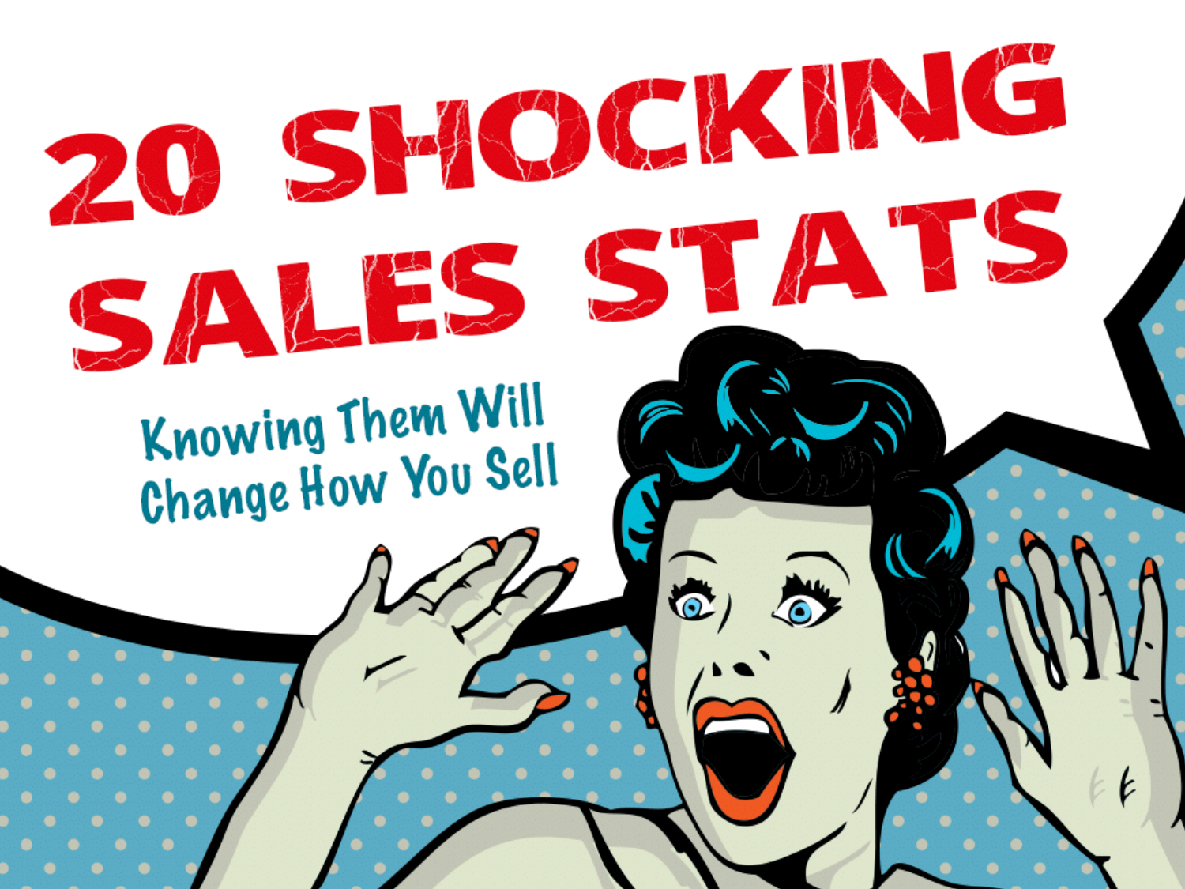# 20 SHOCKING SALES STATS

## Knowing Them Will Change How You Sell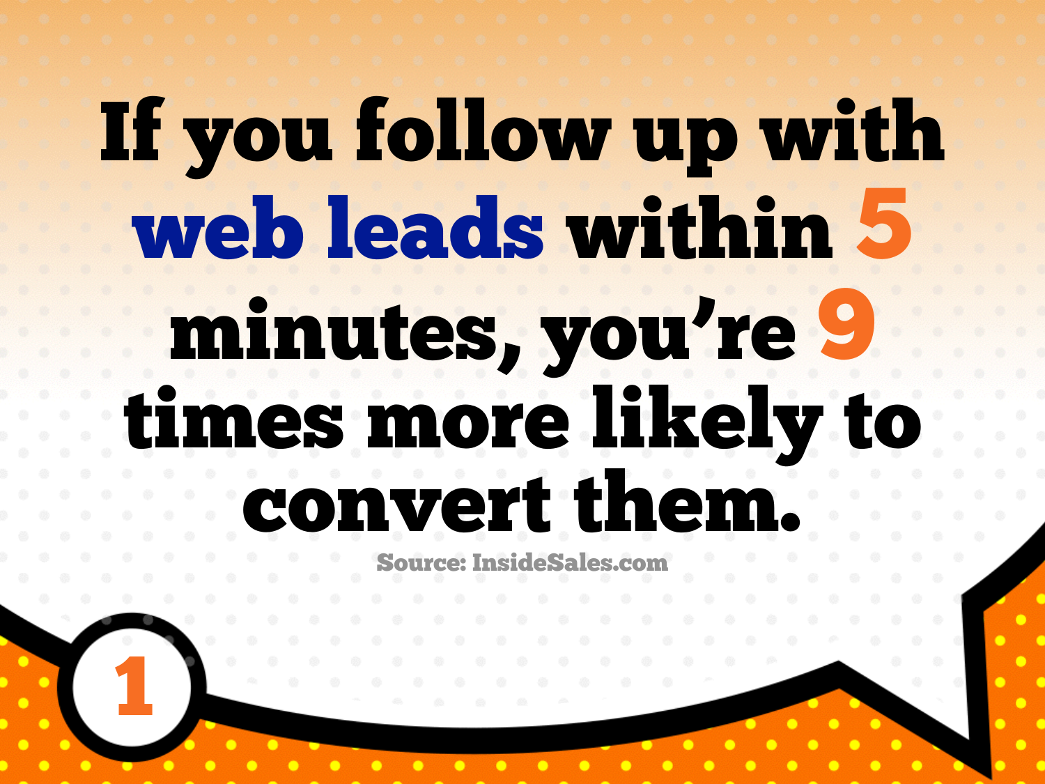# If you follow up with web leads within 5 minutes, you're 9 times more likely to convert them.

Source: InsideSales.com

1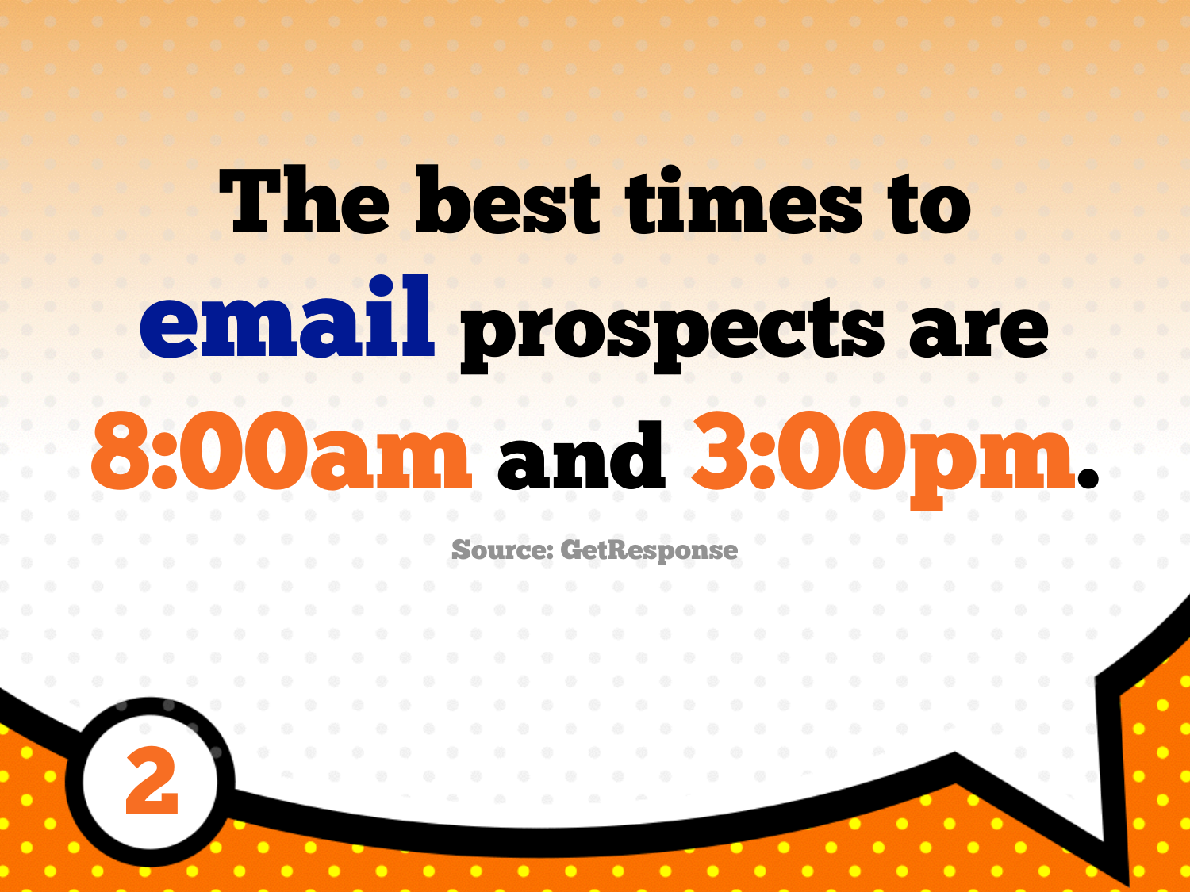# The best times to **email** prospects are **8:00am** and **3:00pm**.

Source: GetResponse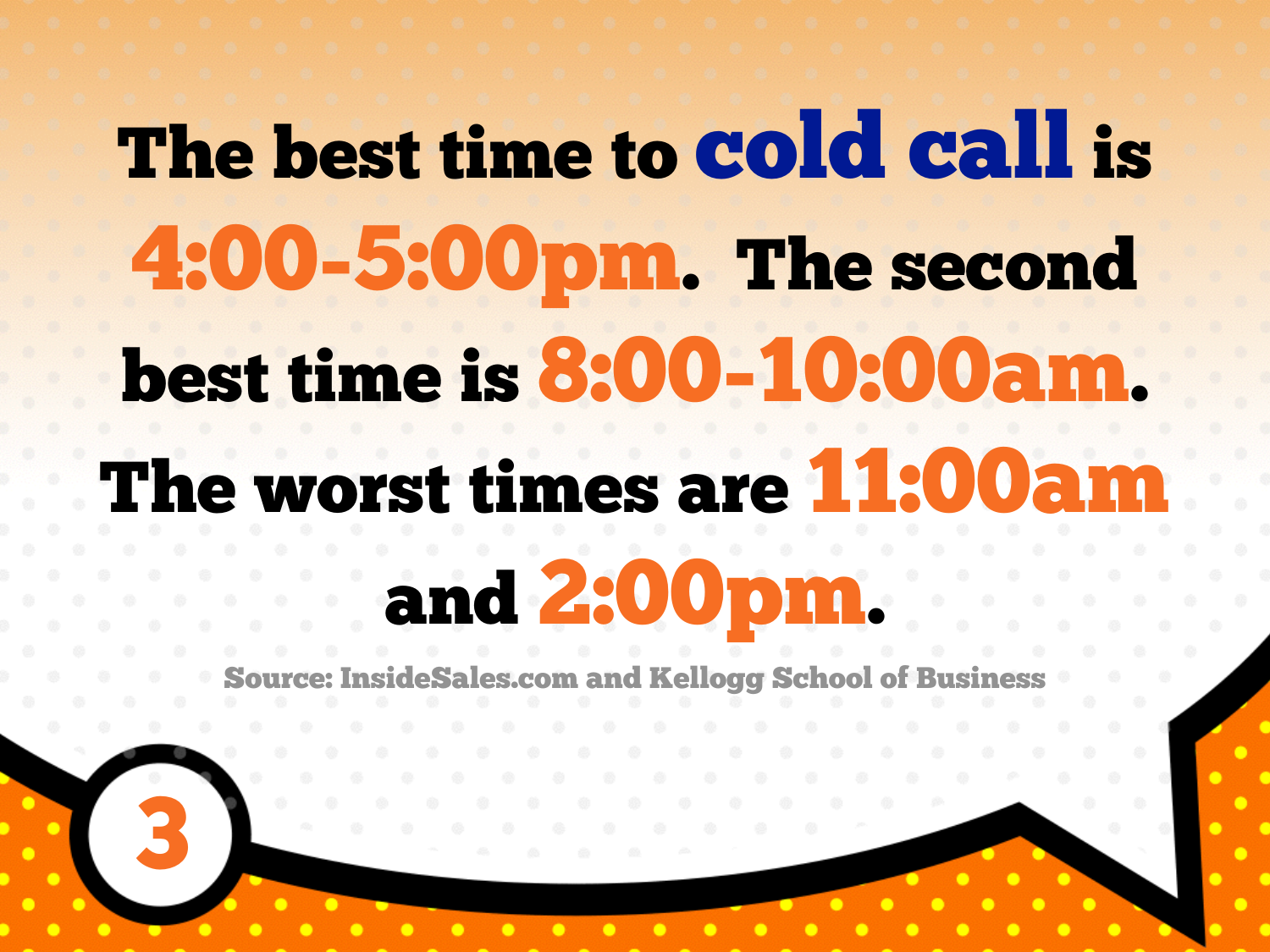The best time to **cold call** is **4:00-5:00pm**. The second best time is **8:00-10:00am**. The worst times are **11:00am** and **2:00pm**.

Source: InsideSales.com and Kellogg School of Business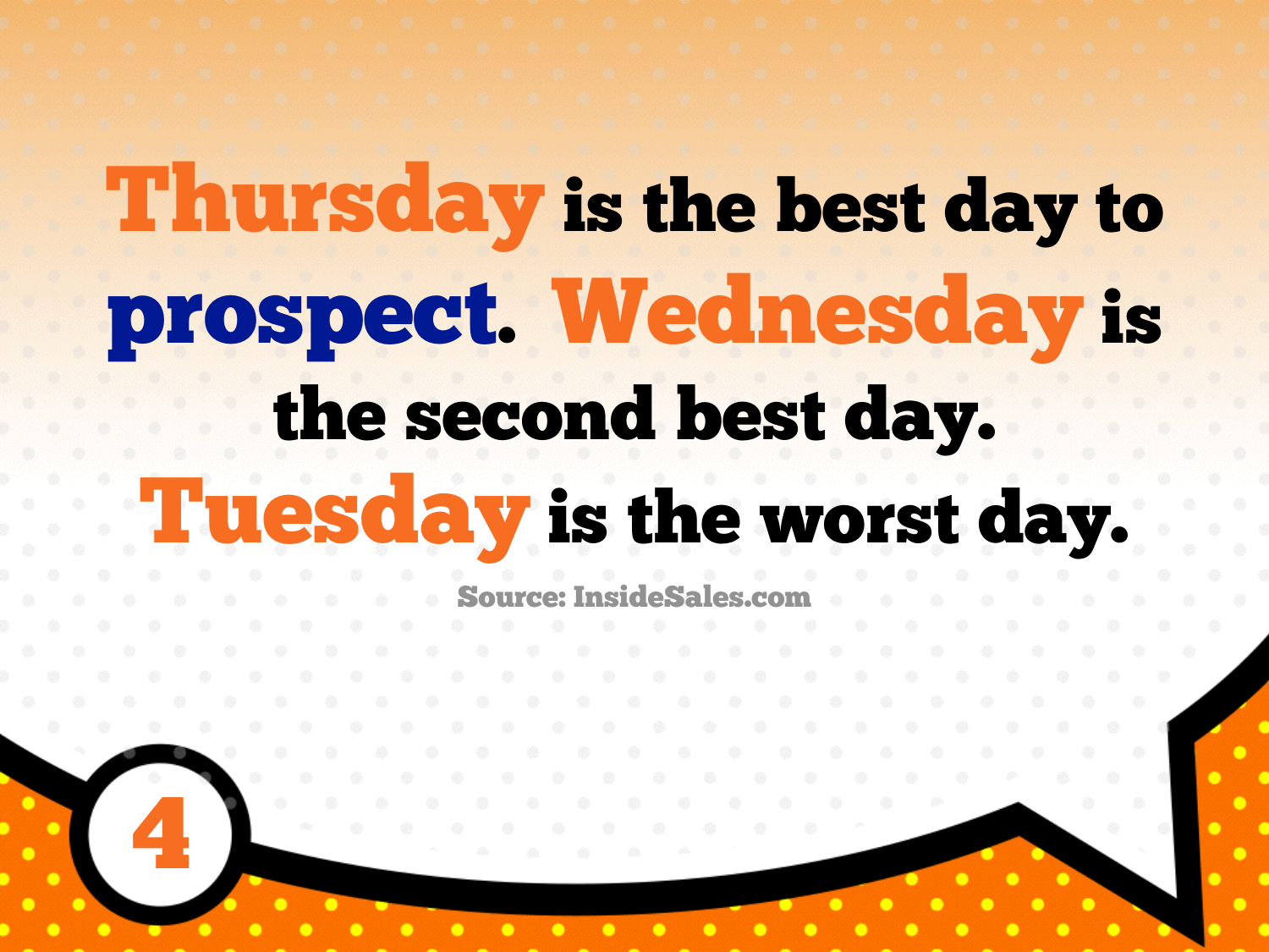**Thursday** is the best day to **prospect**. **Wednesday** is the second best day. **Tuesday** is the worst day.

Source: InsideSales.com

4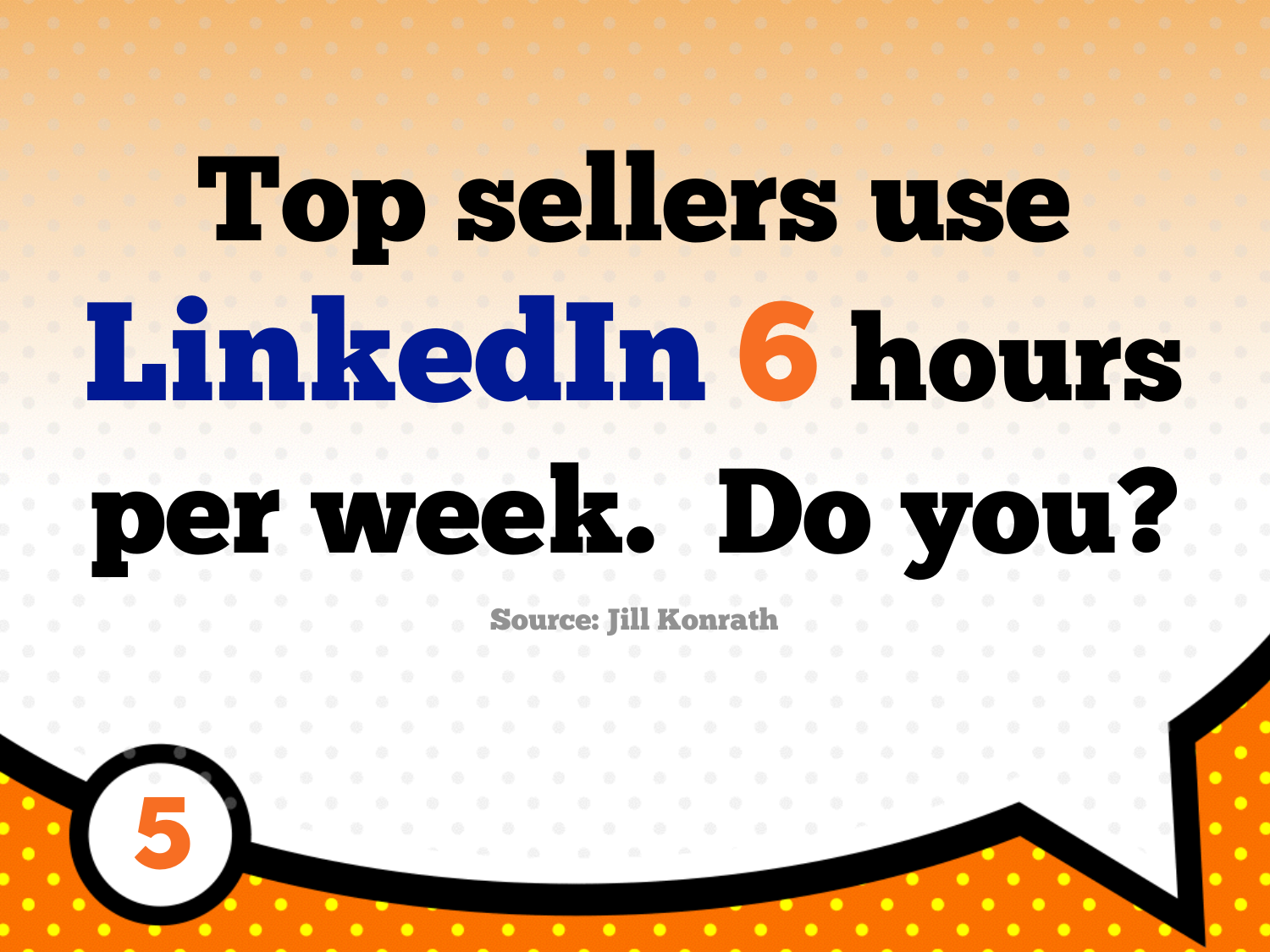# Top sellers use LinkedIn 6 hours per week. Do you?

Source: Jill Konrath

5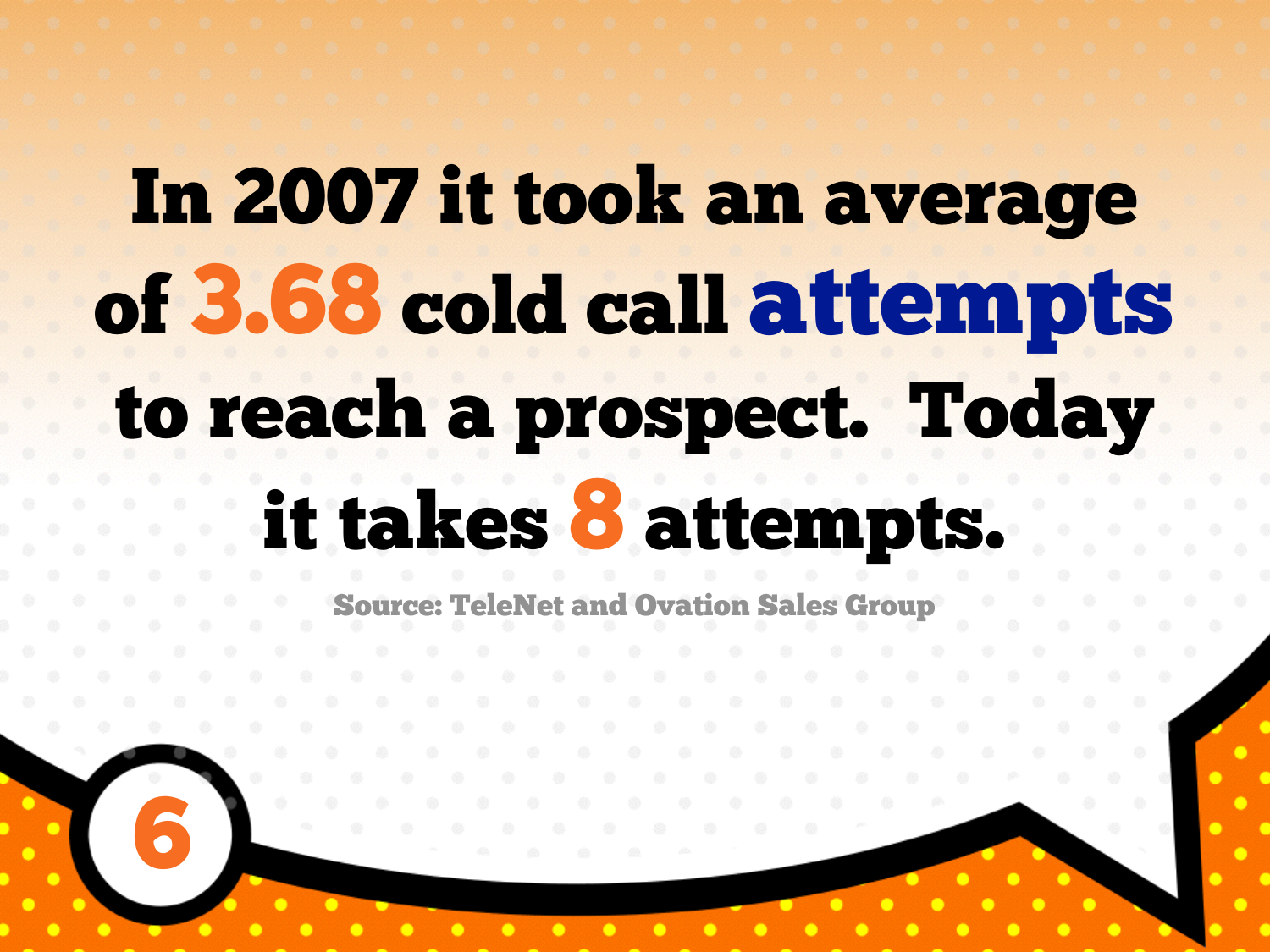In 2007 it took an average of **3.68** cold call **attempts** to reach a prospect. Today it takes **8** attempts.

Source: TeleNet and Ovation Sales Group

6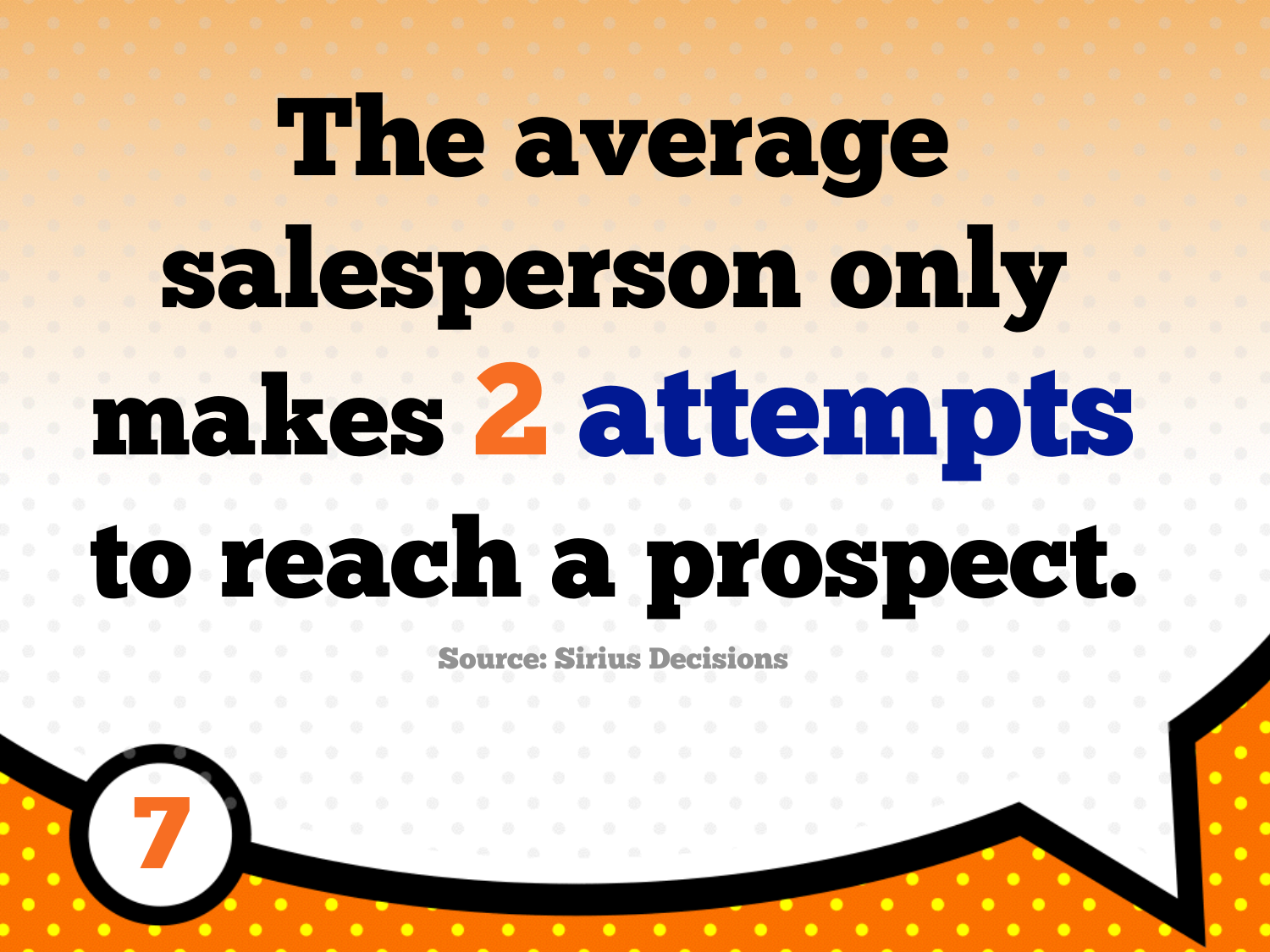# The average salesperson only makes 2 attempts to reach a prospect.

Source: Sirius Decisions

7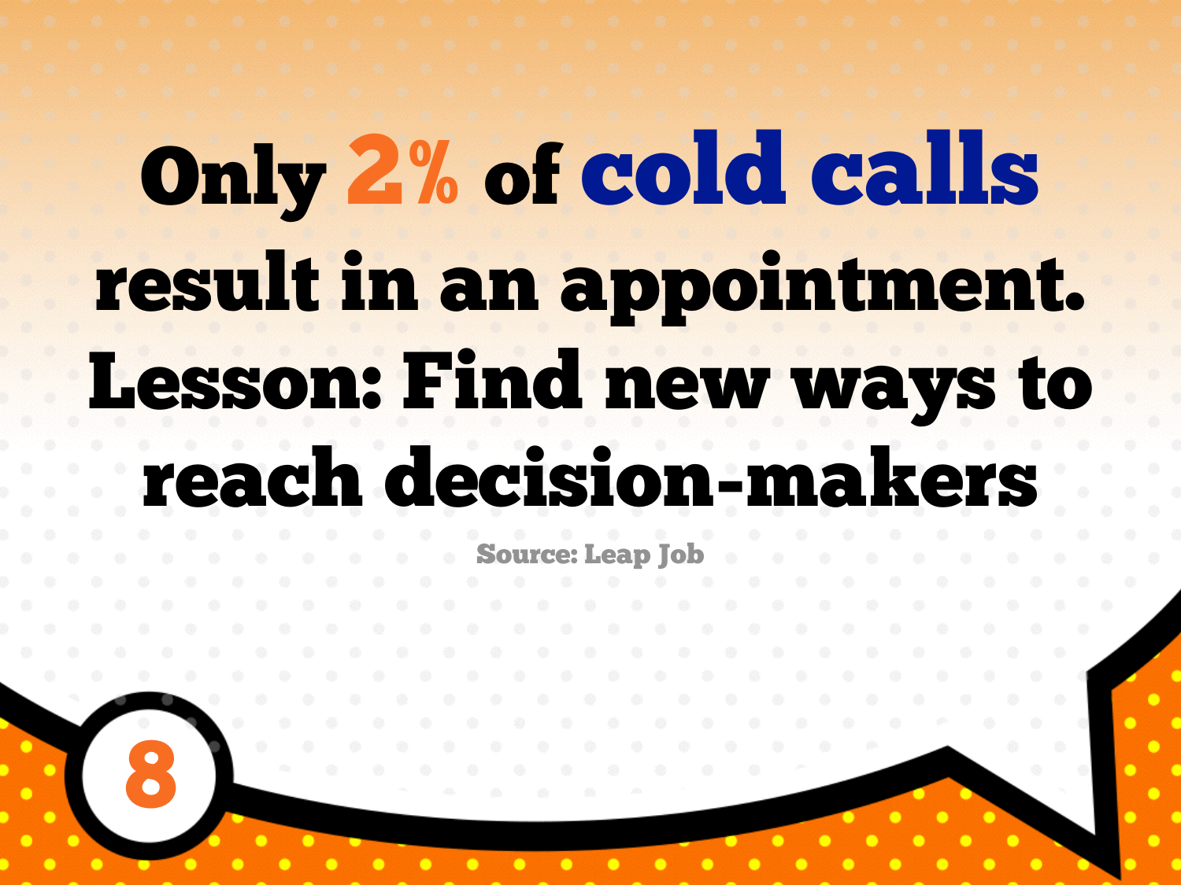# Only 2% of cold calls result in an appointment. Lesson: Find new ways to reach decision-makers

Source: Leap Job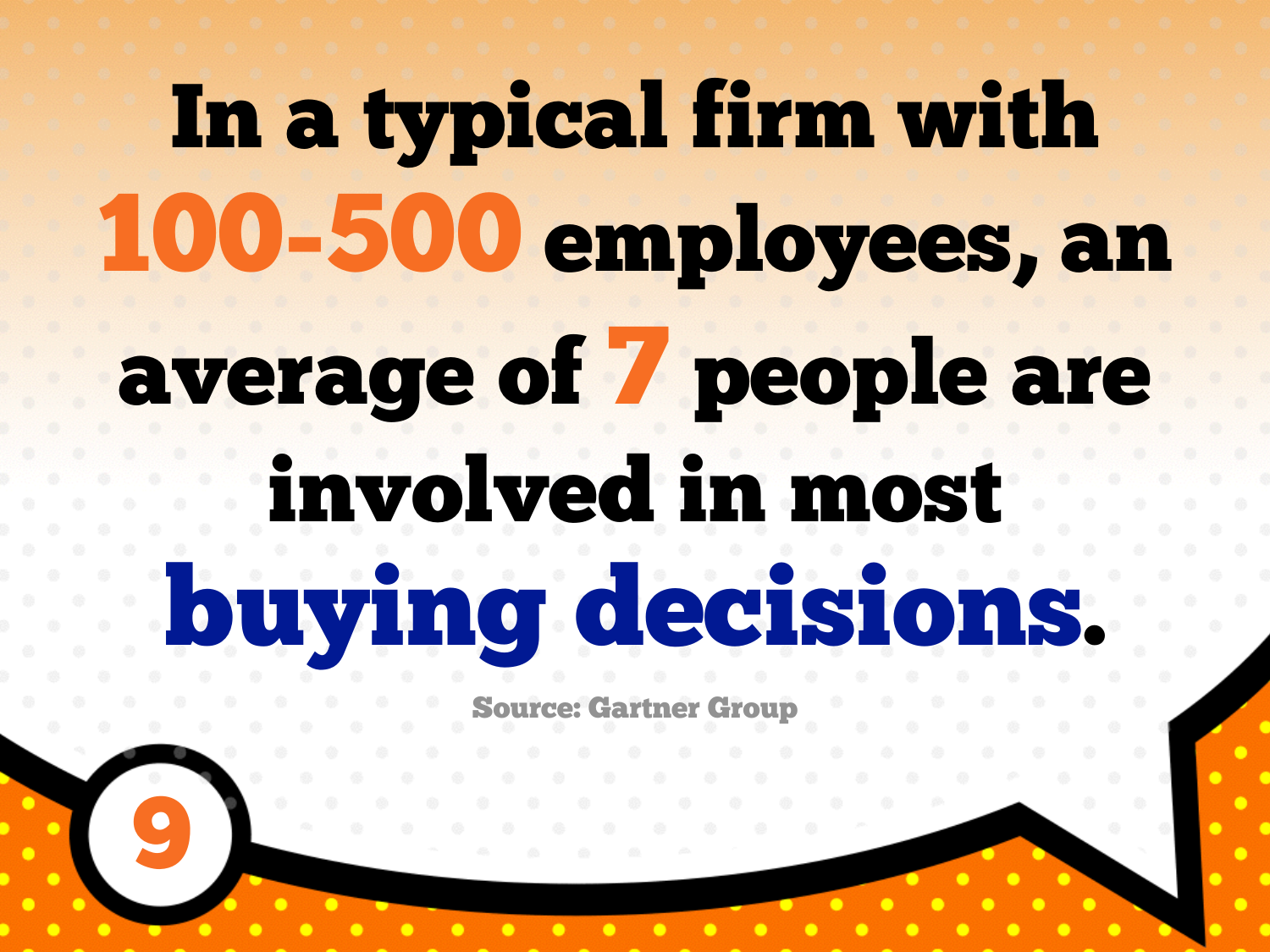# In a typical firm with 100-500 employees, an average of 7 people are involved in most buying decisions.

Source: Gartner Group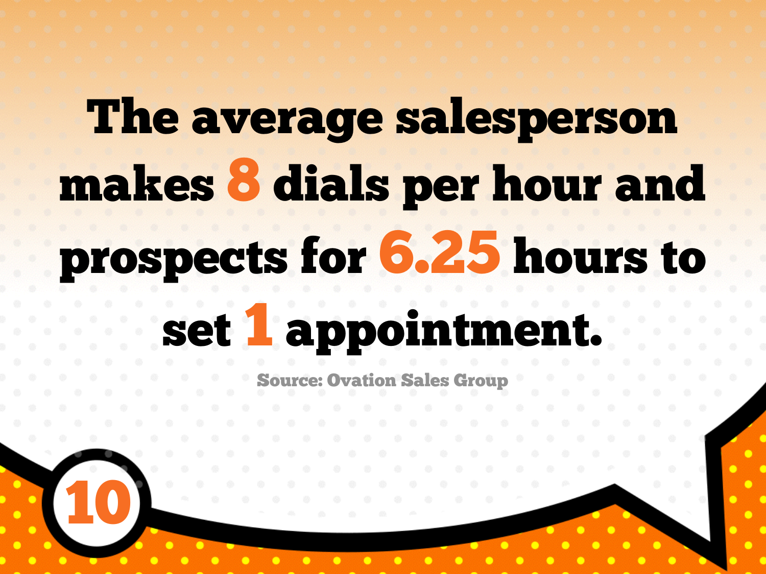# The average salesperson makes 8 dials per hour and prospects for 6.25 hours to set 1 appointment.

Source: Ovation Sales Group

10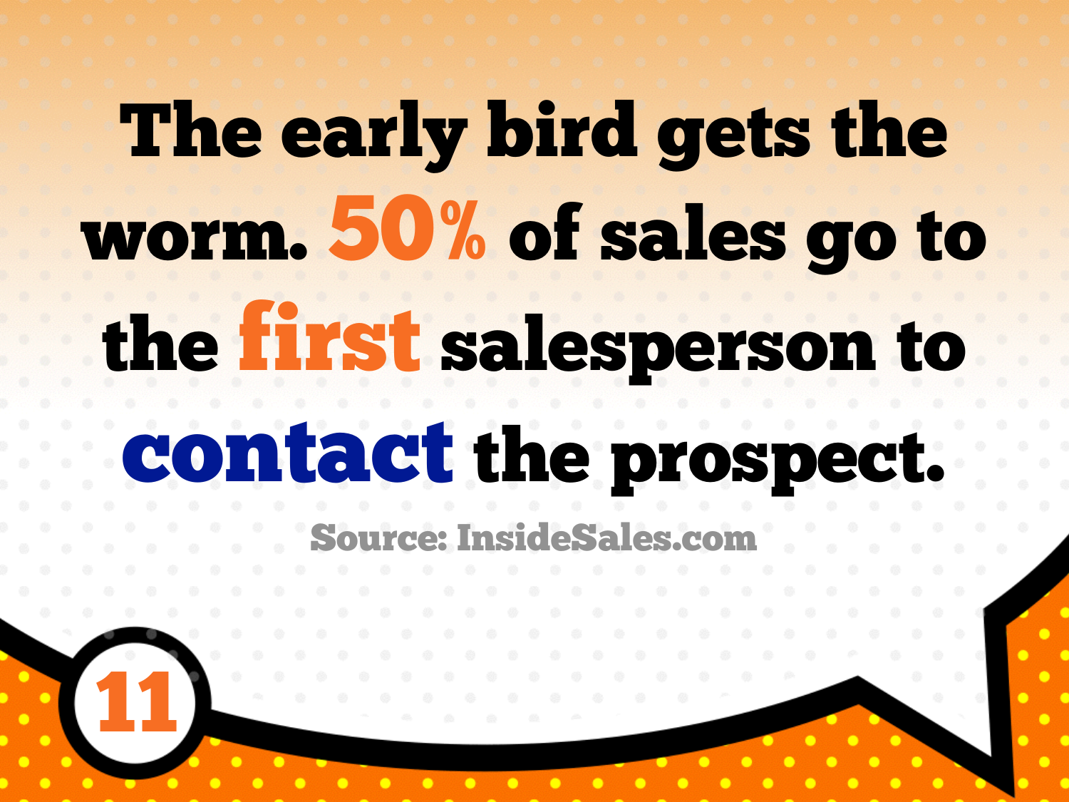# The early bird gets the worm. 50% of sales go to the first salesperson to contact the prospect.

Source: InsideSales.com

11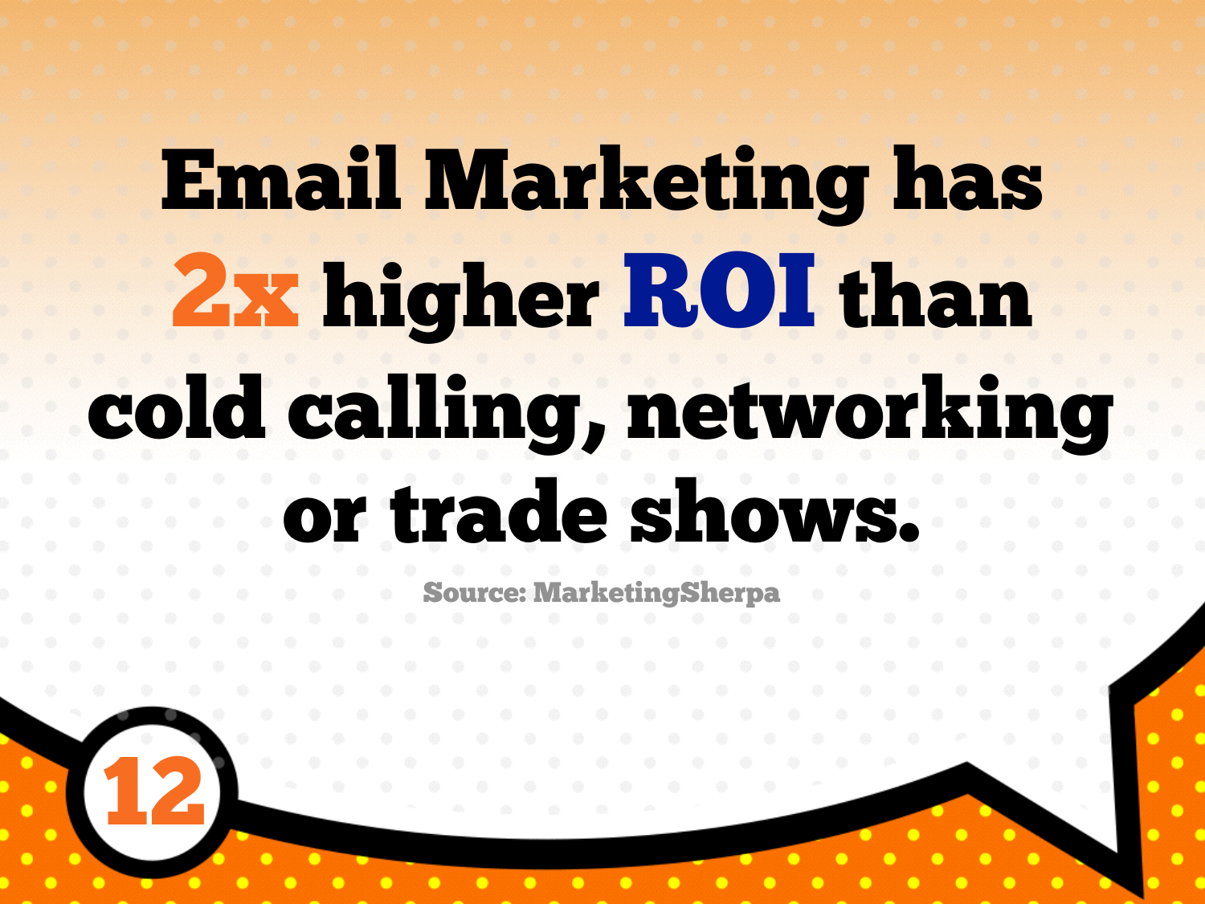# Email Marketing has 2x higher ROI than cold calling, networking or trade shows.

Source: MarketingSherpa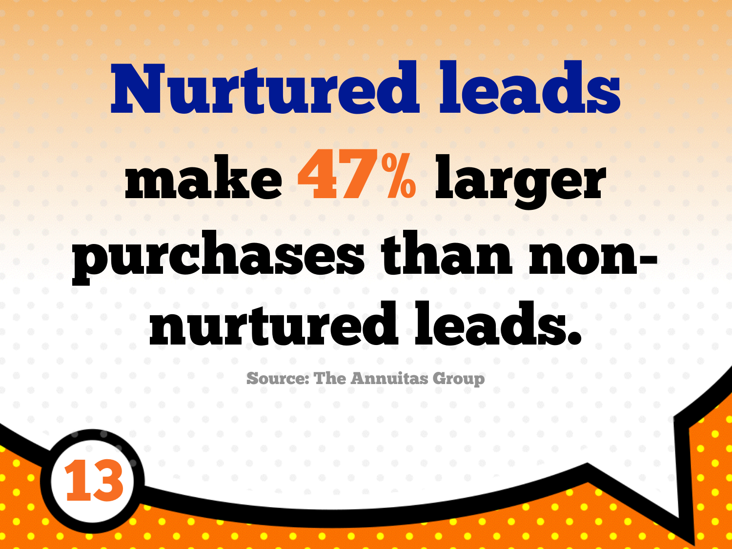# Nurtured leads

## make 47% larger purchases than non-nurtured leads.

Source: The Annuitas Group

13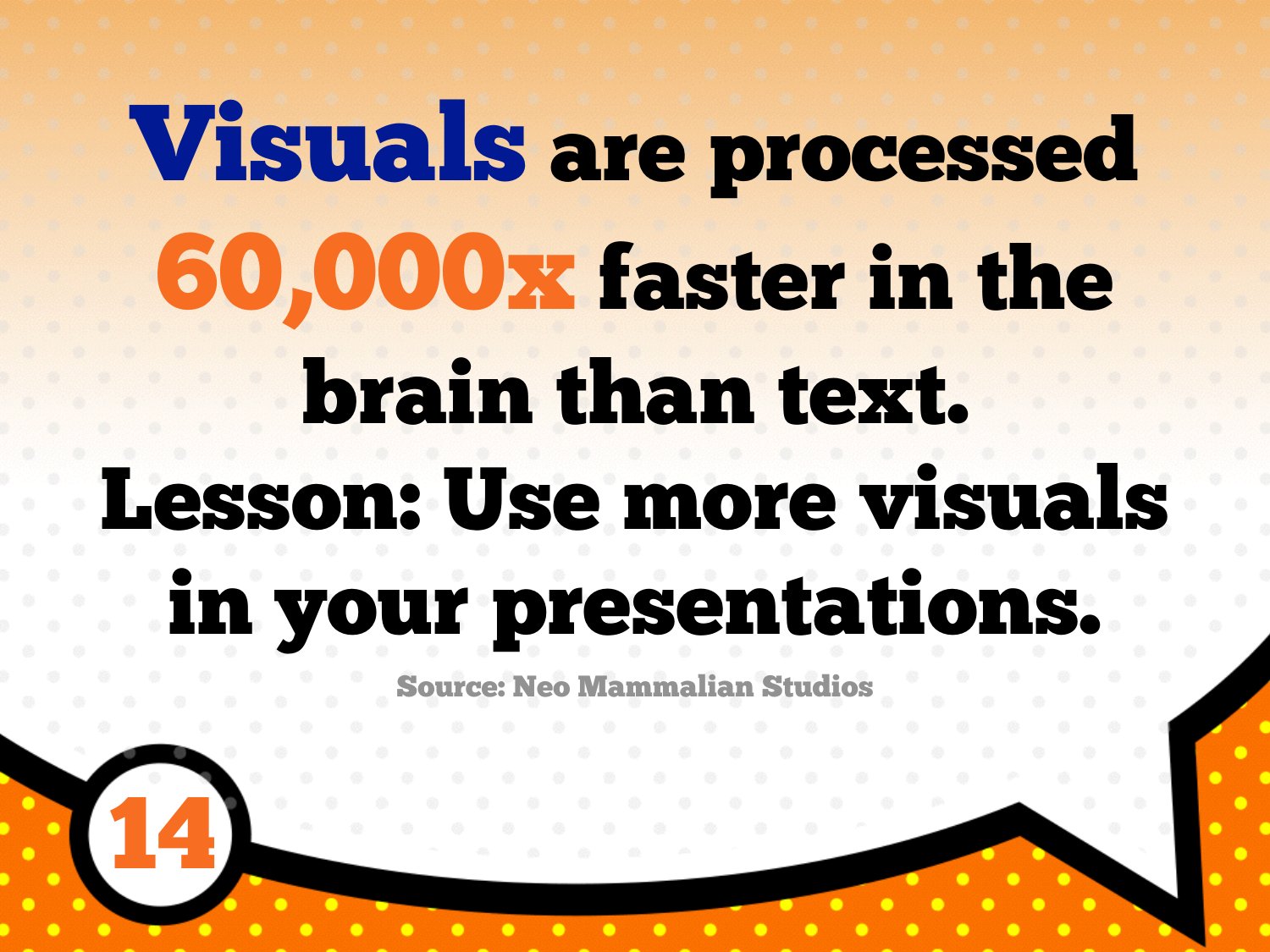# Visuals are processed 60,000x faster in the brain than text.

# Lesson: Use more visuals in your presentations.

Source: Neo Mammalian Studios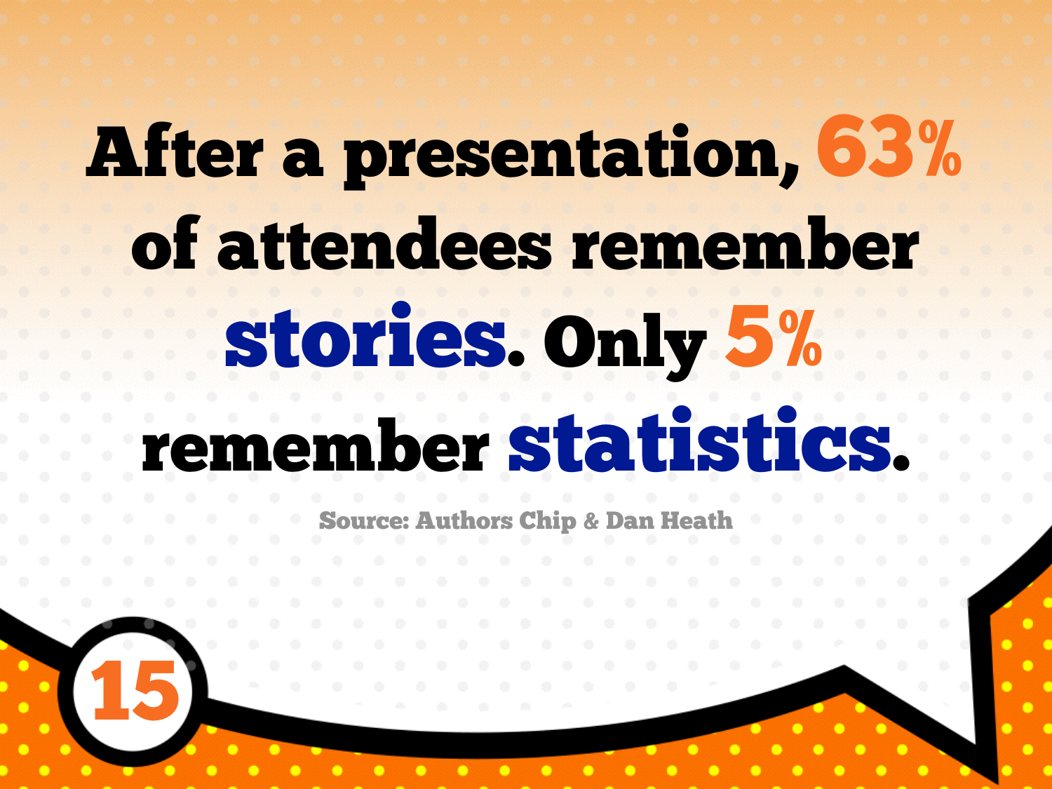# After a presentation, 63% of attendees remember stories. Only 5% remember statistics.

Source: Authors Chip & Dan Heath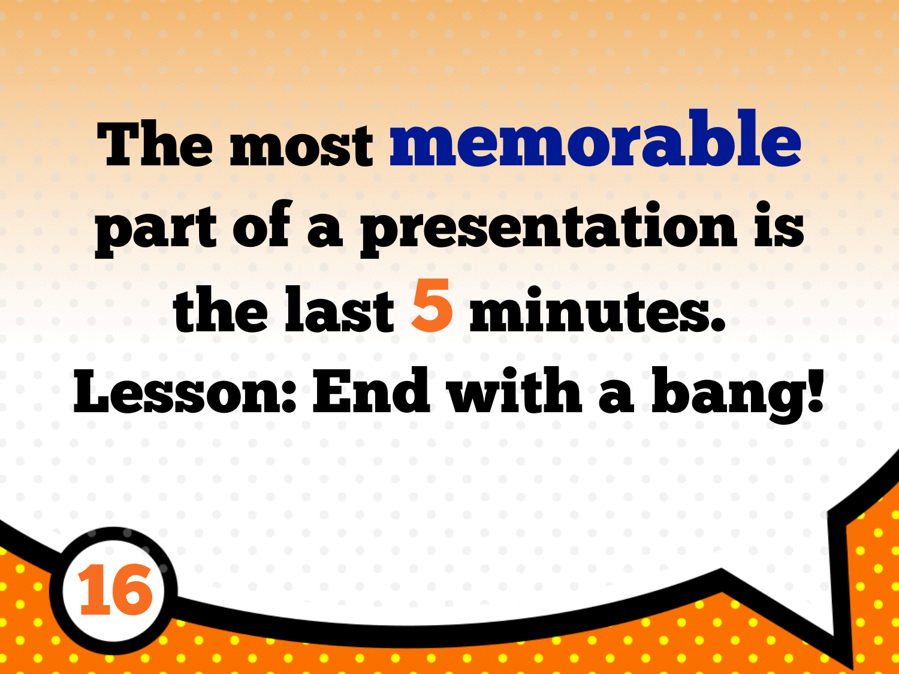# The most memorable part of a presentation is the last 5 minutes.

# Lesson: End with a bang!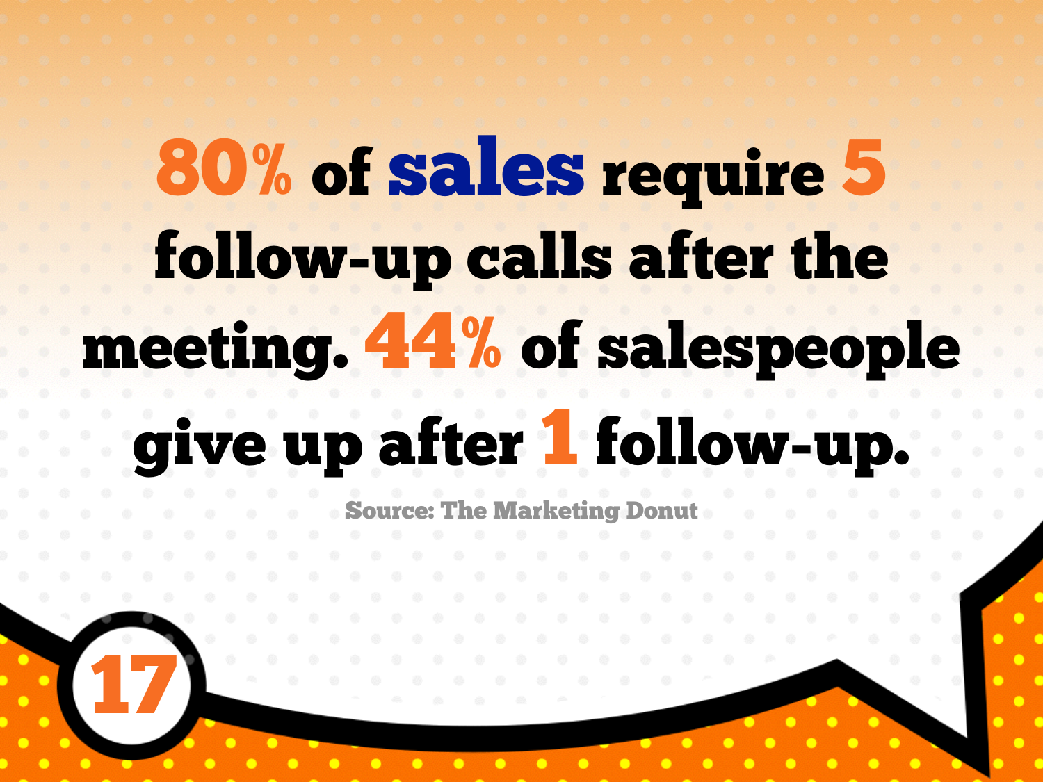**80% of sales require 5 follow-up calls after the meeting. 44% of salespeople give up after 1 follow-up.**

Source: The Marketing Donut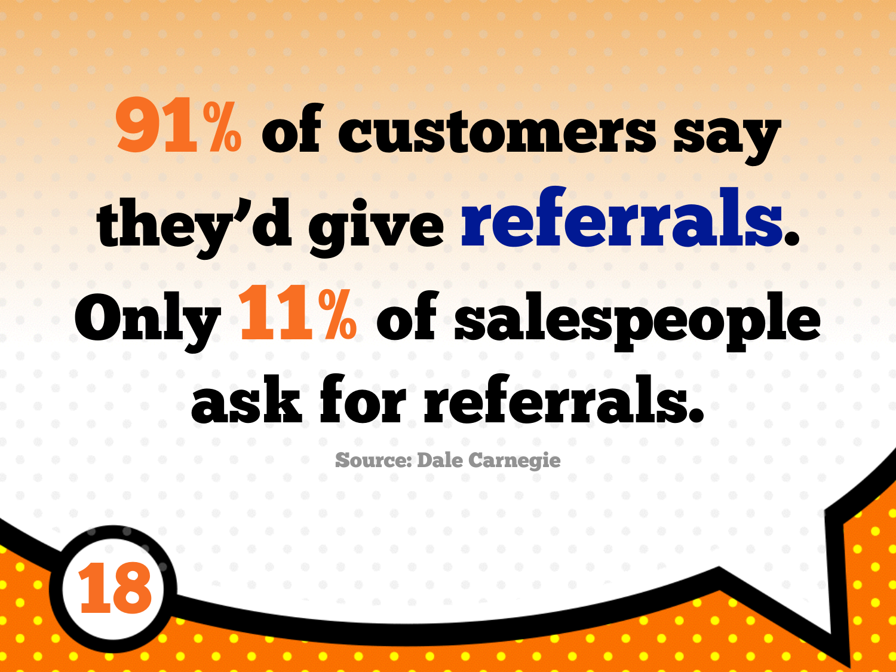# 91% of customers say they'd give referrals. Only 11% of salespeople ask for referrals.

Source: Dale Carnegie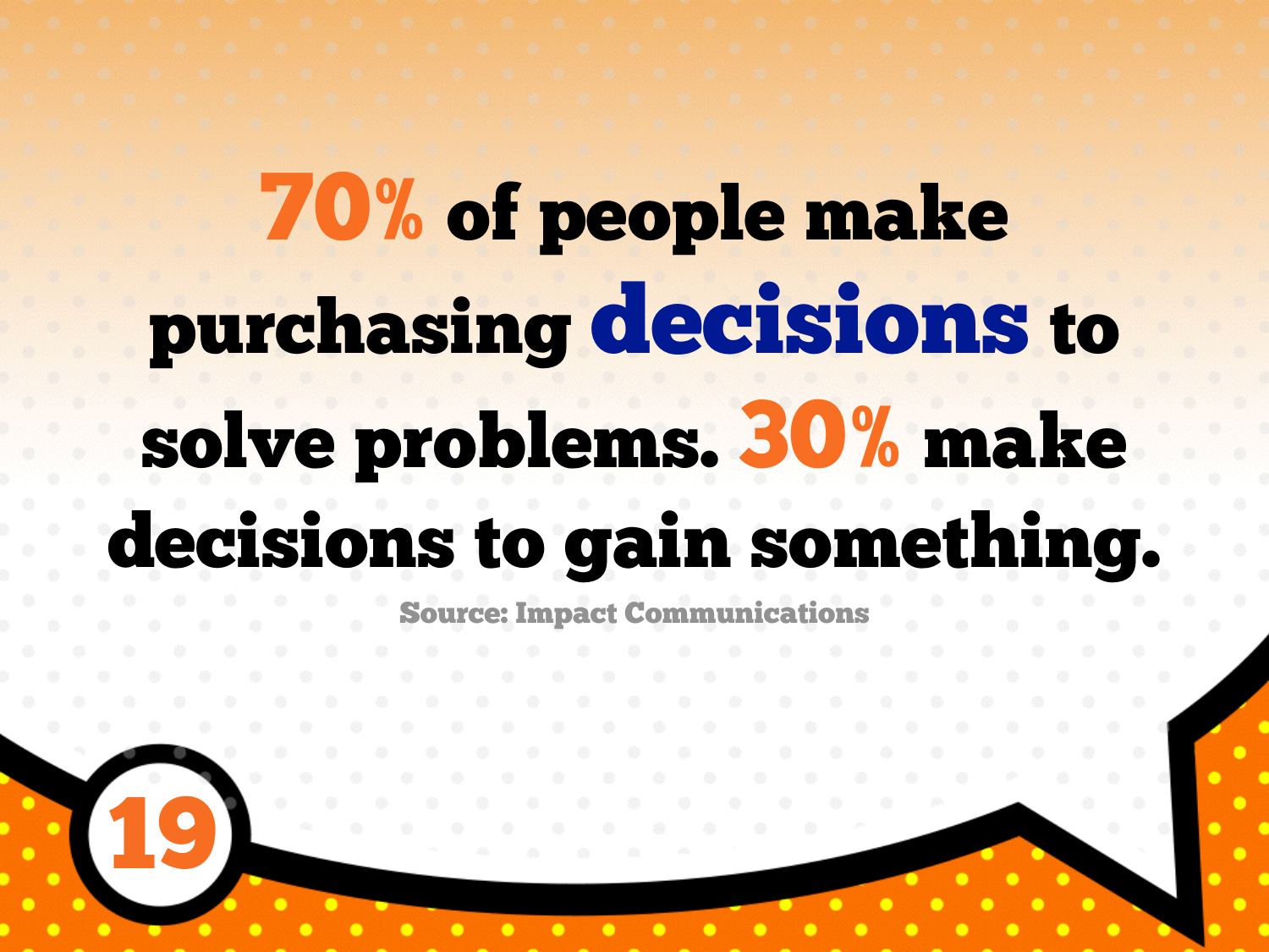**70%** of people make purchasing **decisions** to solve problems. **30%** make decisions to gain something.

Source: Impact Communications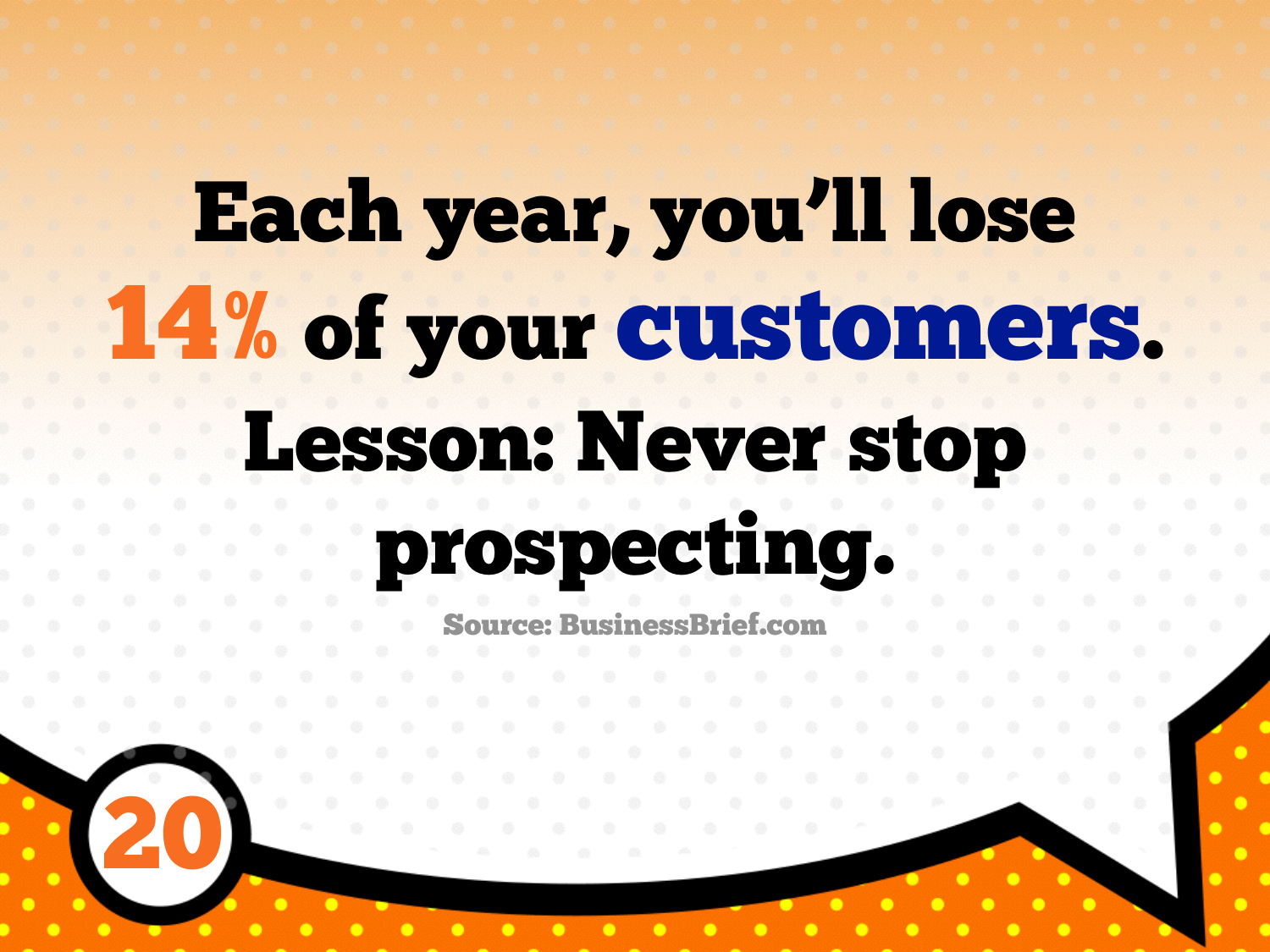# Each year, you'll lose 14% of your customers.

# Lesson: Never stop prospecting.

Source: BusinessBrief.com